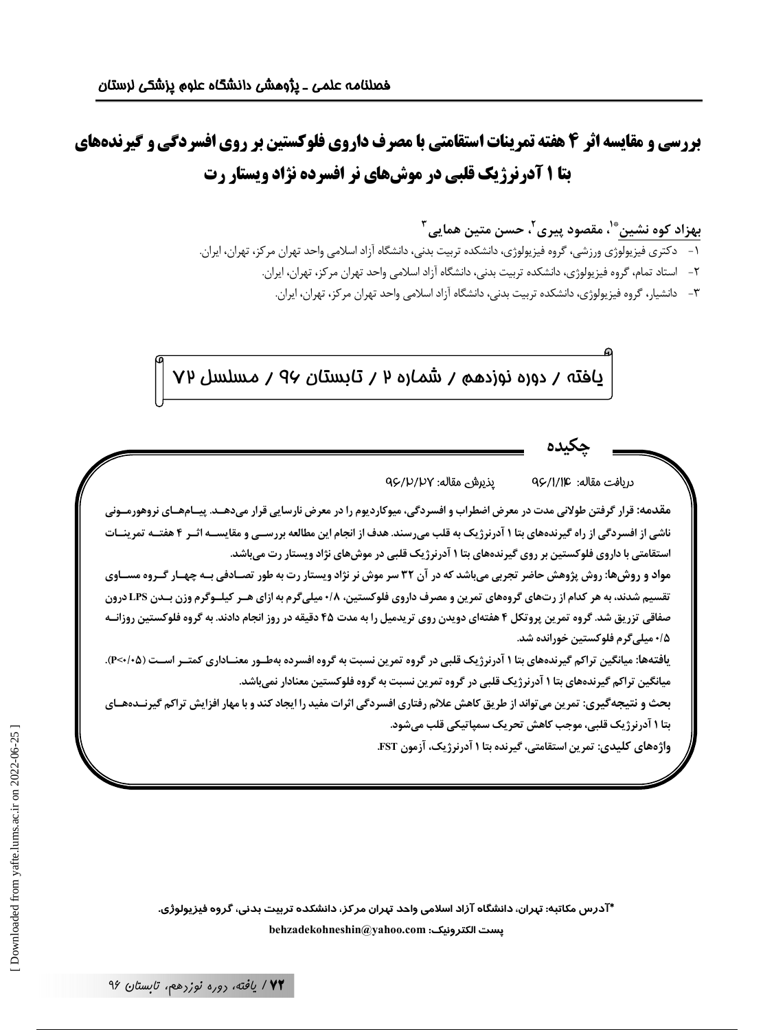# بررسی و مقایسه اثر ۴ هفته تمرینات استقامتی با مصرف داروی فلوکستین بر روی افسردگی و گیرنده‌های بتا ۱ آدرنرژیک قلبی در موش‌های نر افسرده نژاد ویستار رت

**بهزاد کوه نشین*[1]، مقصود پیری[2]، حسن متین همایی[3]**

۱- دکتری فیزیولوژی ورزشی، گروه فیزیولوژی، دانشکده تربیت بدنی، دانشگاه آزاد اسلامی واحد تهران مرکز، تهران، ایران.

۲- استاد تمام، گروه فیزیولوژی، دانشکده تربیت بدنی، دانشگاه آزاد اسلامی واحد تهران مرکز، تهران، ایران.

۳- دانشیار، گروه فیزیولوژی، دانشکده تربیت بدنی، دانشگاه آزاد اسلامی واحد تهران مرکز، تهران، ایران.

یافته / دوره نوزدهم / شماره ۲ / تابستان ۹۶ / مسلسل ۷۲

## چکیده

دریافت مقاله: ۹۶/۱/۱۴ پذیرش مقاله: ۹۶/۲/۲۷

**مقدمه: قرار گرفتن طولانی مدت در معرض اضطراب و افسردگی، میوکاردیوم را در معرض نارسایی قرار می‌دهد. پیام‌های نوروهورمونی ناشی از افسردگی از راه گیرنده‌های بتا ۱ آدرنرژیک به قلب می‌رسند. هدف از انجام این مطالعه بررسی و مقایسه اثر ۴ هفته تمرینات استقامتی با داروی فلوکستین بر روی گیرنده‌های بتا ۱ آدرنرژیک قلبی در موش‌های نژاد ویستار رت می‌باشد.**

**مواد و روش‌ها: روش پژوهش حاضر تجربی می‌باشد که در آن ۳۲ سر موش نر نژاد ویستار رت به طور تصادفی به چهار گروه مساوی تقسیم شدند، به هر کدام از رت‌های گروه‌های تمرین و مصرف داروی فلوکستین، ۰/۸ میلی‌گرم به ازای هر کیلوگرم وزن بدن LPS درون صفاقی تزریق شد. گروه تمرین پروتکل ۴ هفته‌ای دویدن روی تریدمیل را به مدت ۴۵ دقیقه در روز انجام دادند. به گروه فلوکستین روزانه ۰/۵ میلی‌گرم فلوکستین خورانده شد.**

**یافته‌ها: میانگین تراکم گیرنده‌های بتا ۱ آدرنرژیک قلبی در گروه تمرین نسبت به گروه افسرده به‌طور معناداری کمتر است ($P<0.05$). میانگین تراکم گیرنده‌های بتا ۱ آدرنرژیک قلبی در گروه تمرین نسبت به گروه فلوکستین معنادار نمی‌باشد.**

**بحث و نتیجه‌گیری: تمرین می‌تواند از طریق کاهش علائم رفتاری افسردگی اثرات مفید را ایجاد کند و با مهار افزایش تراکم گیرنده‌های بتا ۱ آدرنرژیک قلبی، موجب کاهش تحریک سمپاتیکی قلب می‌شود.**

**واژه‌های کلیدی: تمرین استقامتی، گیرنده بتا ۱ آدرنرژیک، آزمون FST.**

*آدرس مکاتبه: تهران، دانشگاه آزاد اسلامی واحد تهران مرکز، دانشکده تربیت بدنی، گروه فیزیولوژی.

پست الکترونیک: behzadekohneshin@yahoo.com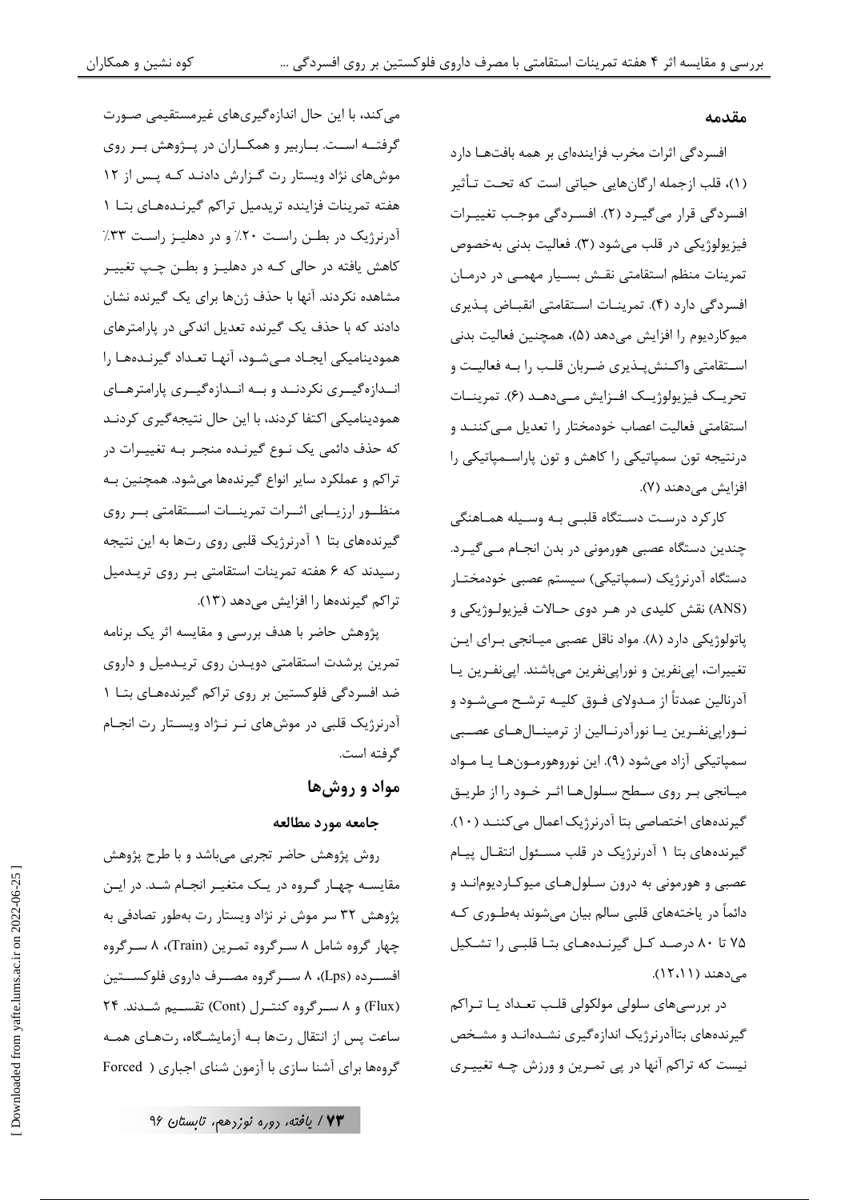## مقدمه

افسردگی اثرات مخرب فزاینده‌ای بر همه بافت‌ها دارد (۱)، قلب ازجمله ارگان‌هایی حیاتی است که تحت تأثیر افسردگی قرار می‌گیرد (۲). افسردگی موجب تغییرات فیزیولوژیکی در قلب می‌شود (۳). فعالیت بدنی به‌خصوص تمرینات منظم استقامتی نقش بسیار مهمی در درمان افسردگی دارد (۴). تمرینات استقامتی انقباض پذیری میوکاردیوم را افزایش می‌دهد (۵)، همچنین فعالیت بدنی استقامتی واکنش‌پذیری ضربان قلب را به فعالیت و تحریک فیزیولوژیک افزایش می‌دهد (۶). تمرینات استقامتی فعالیت اعصاب خودمختار را تعدیل می‌کنند و درنتیجه تون سمپاتیکی را کاهش و تون پاراسمپاتیکی را افزایش می‌دهند (۷).

کارکرد درست دستگاه قلبی به وسیله هماهنگی چندین دستگاه عصبی هورمونی در بدن انجام می‌گیرد. دستگاه آدرنرژیک (سمپاتیکی) سیستم عصبی خودمختار (ANS) نقش کلیدی در هر دوی حالات فیزیولوژیکی و پاتولوژیکی دارد (۸). مواد ناقل عصبی میانجی برای این تغییرات، اپی‌نفرین و نوراپی‌نفرین می‌باشند. اپی‌نفرین یا آدرنالین عمدتاً از مدولای فوق کلیه ترشح می‌شود و نوراپی‌نفرین یا نورآدرنالین از ترمینال‌های عصبی سمپاتیکی آزاد می‌شود (۹). این نوروهورمون‌ها یا مواد میانجی بر روی سطح سلول‌ها اثر خود را از طریق گیرنده‌های اختصاصی بتا آدرنرژیک اعمال می‌کنند (۱۰). گیرنده‌های بتا ۱ آدرنرژیک در قلب مسئول انتقال پیام عصبی و هورمونی به درون سلول‌های میوکاردیوم‌اند و دائماً در یاخته‌های قلبی سالم بیان می‌شوند به‌طوری که ۷۵ تا ۸۰ درصد کل گیرنده‌های بتا قلبی را تشکیل می‌دهند (۱۲،۱۱).

در بررسی‌های سلولی مولکولی قلب تعداد یا تراکم گیرنده‌های بتاآدرنرژیک اندازه‌گیری نشده‌اند و مشخص نیست که تراکم آنها در پی تمرین و ورزش چه تغییری می‌کند، با این حال اندازه‌گیری‌های غیرمستقیمی صورت گرفته است. باربیر و همکاران در پژوهش بر روی موش‌های نژاد ویستار رت گزارش دادند که پس از ۱۲ هفته تمرینات فزاینده تریدمیل تراکم گیرنده‌های بتا ۱ آدرنرژیک در بطن راست ۲۰٪ و در دهلیز راست ۳۳٪ کاهش یافته در حالی که در دهلیز و بطن چپ تغییر مشاهده نکردند. آنها با حذف ژن‌ها برای یک گیرنده نشان دادند که با حذف یک گیرنده تعدیل اندکی در پارامترهای همودینامیکی ایجاد می‌شود، آنها تعداد گیرنده‌ها را اندازه‌گیری نکردند و به اندازه‌گیری پارامترهای همودینامیکی اکتفا کردند، با این حال نتیجه‌گیری کردند که حذف دائمی یک نوع گیرنده منجر به تغییرات در تراکم و عملکرد سایر انواع گیرنده‌ها می‌شود. همچنین به منظور ارزیابی اثرات تمرینات استقامتی بر روی گیرنده‌های بتا ۱ آدرنرژیک قلبی روی رت‌ها به این نتیجه رسیدند که ۶ هفته تمرینات استقامتی بر روی تریدمیل تراکم گیرنده‌ها را افزایش می‌دهد (۱۳).

پژوهش حاضر با هدف بررسی و مقایسه اثر یک برنامه تمرین پرشدت استقامتی دویدن روی تریدمیل و داروی ضد افسردگی فلوکستین بر روی تراکم گیرنده‌های بتا ۱ آدرنرژیک قلبی در موش‌های نر نژاد ویستار رت انجام گرفته است.

## مواد و روش‌ها

### جامعه مورد مطالعه

روش پژوهش حاضر تجربی می‌باشد و با طرح پژوهش مقایسه چهار گروه در یک متغیر انجام شد. در این پژوهش ۳۲ سر موش نر نژاد ویستار رت به‌طور تصادفی به چهار گروه شامل ۸ سرگروه تمرین (Train)، ۸ سرگروه افسرده (Lps)، ۸ سرگروه مصرف داروی فلوکستین (Flux) و ۸ سرگروه کنترل (Cont) تقسیم شدند. ۲۴ ساعت پس از انتقال رت‌ها به آزمایشگاه، رت‌های همه گروه‌ها برای آشنا سازی با آزمون شنای اجباری ( Forced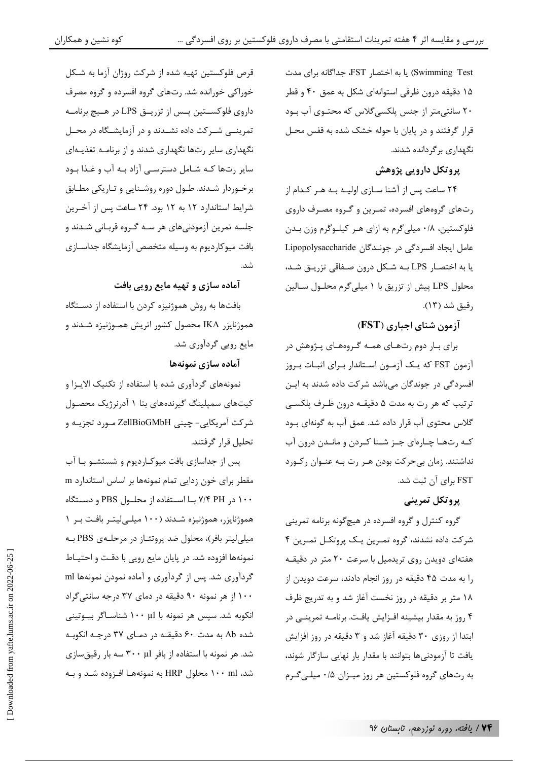Swimming Test) یا به اختصار FST، جداگانه برای مدت ۱۵ دقیقه درون ظرفی استوانه‌ای شکل به عمق ۴۰ و قطر ۲۰ سانتی‌متر از جنس پلکسی‌گلاس که محتوی آب بود قرار گرفتند و در پایان با حوله خشک شده به قفس محل نگهداری برگردانده شدند.

### پروتکل دارویی پژوهش

۲۴ ساعت پس از آشنا سازی اولیه به هر کدام از رت‌های گروه‌های افسرده، تمرین و گروه مصرف داروی فلوکستین، ۰/۸ میلی‌گرم به ازای هر کیلوگرم وزن بدن عامل ایجاد افسردگی در جوندگان Lipopolysaccharide یا به اختصار LPS به شکل درون صفاقی تزریق شد، محلول LPS پیش از تزریق با ۱ میلی‌گرم محلول سالین رقیق شد (۱۳).

### آزمون شنای اجباری (FST)

برای بار دوم رت‌های همه گروه‌های پژوهش در آزمون FST که یک آزمون استاندار برای اثبات بروز افسردگی در جوندگان می‌باشد شرکت داده شدند به این ترتیب که هر رت به مدت ۵ دقیقه درون ظرف پلکسی گلاس محتوی آب قرار داده شد. عمق آب به گونه‌ای بود که رت‌ها چاره‌ای جز شنا کردن و ماندن درون آب نداشتند. زمان بی‌حرکت بودن هر رت به عنوان رکورد FST برای آن ثبت شد.

### پروتکل تمرینی

گروه کنترل و گروه افسرده در هیچ‌گونه برنامه تمرینی شرکت داده نشدند، گروه تمرین یک پروتکل تمرین ۴ هفته‌ای دویدن روی تریدمیل با سرعت ۲۰ متر در دقیقه را به مدت ۴۵ دقیقه در روز انجام دادند، سرعت دویدن از ۱۸ متر بر دقیقه در روز نخست آغاز شد و به تدریج ظرف ۴ روز به مقدار بیشینه افزایش یافت. برنامه تمرینی در ابتدا از روزی ۳۰ دقیقه آغاز شد و ۳ دقیقه در روز افزایش یافت تا آزمودنی‌ها بتوانند با مقدار بار نهایی سازگار شوند، به رت‌های گروه فلوکستین هر روز میزان ۰/۵ میلی‌گرم قرص فلوکستین تهیه شده از شرکت روژان آزما به شکل خوراکی خورانده شد. رت‌های گروه افسرده و گروه مصرف داروی فلوکستین پس از تزریق LPS در هیچ برنامه تمرینی شرکت داده نشدند و در آزمایشگاه در محل نگهداری سایر رت‌ها نگهداری شدند و از برنامه تغذیه‌ای سایر رت‌ها که شامل دسترسی آزاد به آب و غذا بود برخوردار شدند. طول دوره روشنایی و تاریکی مطابق شرایط استاندارد ۱۲ به ۱۲ بود. ۲۴ ساعت پس از آخرین جلسه تمرین آزمودنی‌های هر سه گروه قربانی شدند و بافت میوکاردیوم به وسیله متخصص آزمایشگاه جداسازی شد.

### آماده سازی و تهیه مایع رویی بافت

بافت‌ها به روش هموژنیزه کردن با استفاده از دستگاه هموژنایزر IKA محصول کشور اتریش هموژنیزه شدند و مایع رویی گردآوری شد.

### آماده سازی نمونه‌ها

نمونه‌های گردآوری شده با استفاده از تکنیک الایزا و کیت‌های سمپلینگ گیرنده‌های بتا ۱ آدرنرژیک محصول شرکت آمریکایی- چینی ZellBioGMbH مورد تجزیه و تحلیل قرار گرفتند.

پس از جداسازی بافت میوکاردیوم و شستشو با آب مقطر برای خون زدایی تمام نمونه‌ها بر اساس استاندارد m ۱۰۰ در PH ۷/۴ با استفاده از محلول PBS و دستگاه هموژنایزر، هموژنیزه شدند (۱۰۰ میلی‌لیتر بافت بر ۱ میلی‌لیتر بافر)، محلول ضد پروتئاز در مرحله‌ی PBS به نمونه‌ها افزوده شد. در پایان مایع رویی با دقت و احتیاط گردآوری شد. پس از گردآوری و آماده نمودن نمونه‌ها ml ۱۰۰ از هر نمونه ۹۰ دقیقه در دمای ۳۷ درجه سانتی‌گراد انکوبه شد. سپس هر نمونه با µl ۱۰۰ شناساگر بیوتینی شده Ab به مدت ۶۰ دقیقه در دمای ۳۷ درجه انکوبه شد. هر نمونه با استفاده از بافر µl ۳۰۰ سه بار رقیق‌سازی شد، ml ۱۰۰ محلول HRP به نمونه‌ها افزوده شد و به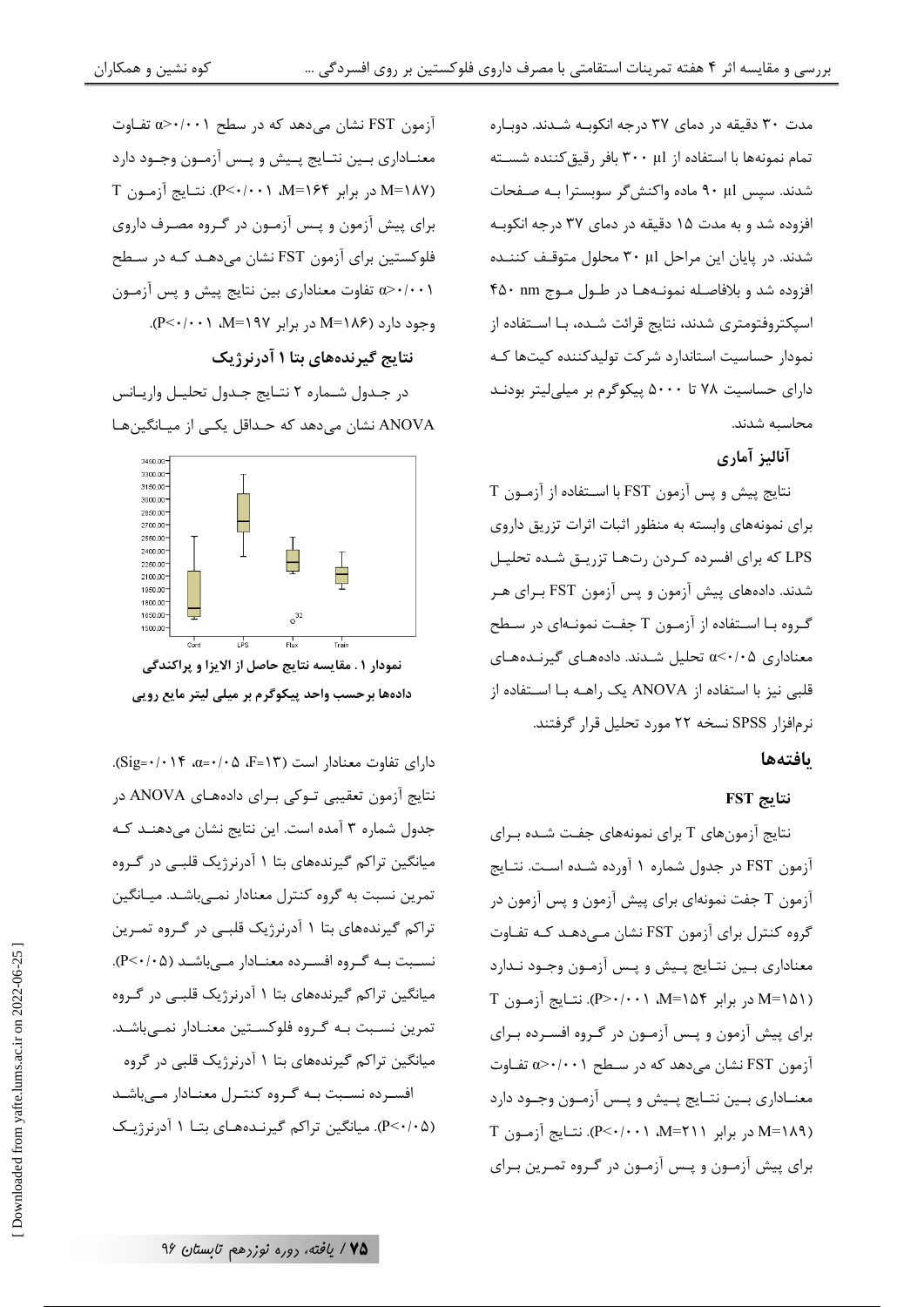مدت ۳۰ دقیقه در دمای ۳۷ درجه انکوبه شدند. دوباره تمام نمونه‌ها با استفاده از ۳۰۰ µl بافر رقیق‌کننده شسته شدند. سپس ۹۰ µl ماده واکنش‌گر سوبسترا به صفحات افزوده شد و به مدت ۱۵ دقیقه در دمای ۳۷ درجه انکوبه شدند. در پایان این مراحل ۳۰ µl محلول متوقف کننده افزوده شد و بلافاصله نمونه‌ها در طول موج ۴۵۰ nm اسپکتروفتومتری شدند، نتایج قرائت شده، با استفاده از نمودار حساسیت استاندارد شرکت تولیدکننده کیت‌ها که دارای حساسیت ۷۸ تا ۵۰۰۰ پیکوگرم بر میلی‌لیتر بودند محاسبه شدند.

## آنالیز آماری

نتایج پیش و پس آزمون FST با استفاده از آزمون T برای نمونه‌های وابسته به منظور اثبات اثرات تزریق داروی LPS که برای افسرده کردن رت‌ها تزریق شده تحلیل شدند. داده‌های پیش آزمون و پس آزمون FST برای هر گروه با استفاده از آزمون T جفت نمونه‌ای در سطح معناداری α<۰/۰۵ تحلیل شدند. داده‌های گیرنده‌های قلبی نیز با استفاده از ANOVA یک راهه با استفاده از نرم‌افزار SPSS نسخه ۲۲ مورد تحلیل قرار گرفتند.

## یافته‌ها

### نتایج FST

نتایج آزمون‌های T برای نمونه‌های جفت شده برای آزمون FST در جدول شماره ۱ آورده شده است. نتایج آزمون T جفت نمونه‌ای برای پیش آزمون و پس آزمون در گروه کنترل برای آزمون FST نشان می‌دهد که تفاوت معناداری بین نتایج پیش و پس آزمون وجود ندارد (M=۱۵۱ در برابر M=۱۵۴، P>۰/۰۰۱). نتایج آزمون T برای پیش آزمون و پس آزمون در گروه افسرده برای آزمون FST نشان می‌دهد که در سطح α>۰/۰۰۱ تفاوت معناداری بین نتایج پیش و پس آزمون وجود دارد (M=۱۸۹ در برابر M=۲۱۱، P<۰/۰۰۱). نتایج آزمون T برای پیش آزمون و پس آزمون در گروه تمرین برای آزمون FST نشان می‌دهد که در سطح α>۰/۰۰۱ تفاوت معناداری بین نتایج پیش و پس آزمون وجود دارد (M=۱۸۷ در برابر M=۱۶۴، P<۰/۰۰۱). نتایج آزمون T برای پیش آزمون و پس آزمون در گروه مصرف داروی فلوکستین برای آزمون FST نشان می‌دهد که در سطح α>۰/۰۰۱ تفاوت معناداری بین نتایج پیش و پس آزمون وجود دارد (M=۱۸۶ در برابر M=۱۹۷، P<۰/۰۰۱).

### نتایج گیرنده‌های بتا ۱ آدرنرژیک

در جدول شماره ۲ نتایج جدول تحلیل واریانس ANOVA نشان می‌دهد که حداقل یکی از میانگین‌ها

**نمودار ۱. مقایسه نتایج حاصل از الایزا و پراکندگی داده‌ها برحسب واحد پیکوگرم بر میلی لیتر مایع رویی**

دارای تفاوت معنادار است (F=۱۳، α=۰/۰۵، Sig=۰/۰۱۴). نتایج آزمون تعقیبی توکی برای داده‌های ANOVA در جدول شماره ۳ آمده است. این نتایج نشان می‌دهند که میانگین تراکم گیرنده‌های بتا ۱ آدرنرژیک قلبی در گروه تمرین نسبت به گروه کنترل معنادار نمی‌باشد. میانگین تراکم گیرنده‌های بتا ۱ آدرنرژیک قلبی در گروه تمرین نسبت به گروه افسرده معنادار می‌باشد (P<۰/۰۵). میانگین تراکم گیرنده‌های بتا ۱ آدرنرژیک قلبی در گروه تمرین نسبت به گروه فلوکستین معنادار نمی‌باشد. میانگین تراکم گیرنده‌های بتا ۱ آدرنرژیک قلبی در گروه افسرده نسبت به گروه کنترل معنادار می‌باشد (P<۰/۰۵). میانگین تراکم گیرنده‌های بتا ۱ آدرنرژیک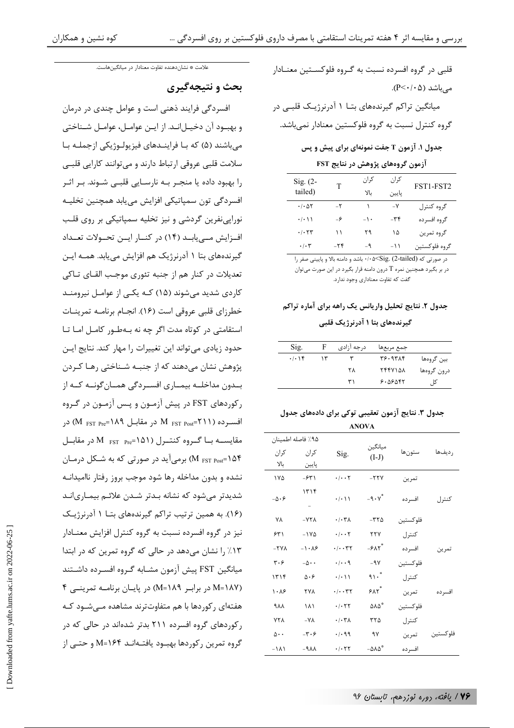قلبی در گروه افسرده نسبت به گروه فلوکستین معنادار می‌باشد ($P<0.05$).

میانگین تراکم گیرنده‌های بتا ۱ آدرنرژیک قلبی در گروه کنترل نسبت به گروه فلوکستین معنادار نمی‌باشد.

**جدول ۱. آزمون T جفت نمونه‌ای برای پیش و پس آزمون گروه‌های پژوهش در نتایج FST**

| FST1-FST2 | کران پایین | کران بالا | T | Sig. (2-tailed) |
|---|---|---|---|---|
| گروه کنترل | -۷ | ۱ | -۲ | ۰/۰۵۲ |
| گروه افسرده | -۳۴ | -۱۰ | -۶ | ۰/۰۱۱ |
| گروه تمرین | ۱۵ | ۲۹ | ۱۱ | ۰/۰۲۳ |
| گروه فلوکستین | -۱۱ | -۹ | -۲۴ | ۰/۰۳ |

در صورتی که Sig. (2-tailed)>۰/۰۵ باشد و دامنه بالا و پایینی صفر را در بر بگیرد همچنین نمره T درون دامنه قرار بگیرد در این صورت می‌توان گفت که تفاوت معناداری وجود ندارد.

**جدول ۲. نتایج تحلیل واریانس یک راهه برای آماره تراکم گیرنده‌های بتا ۱ آدرنرژیک قلبی**

| | جمع مربع‌ها | درجه آزادی | F | Sig. |
|---|---|---|---|---|
| بین گروه‌ها | ۳۶۰۹۳۸۴ | ۳ | ۱۳ | ۰/۰۱۴ |
| درون گروه‌ها | ۲۴۴۷۱۵۸ | ۲۸ | | |
| کل | ۶۰۵۶۵۴۲ | ۳۱ | | |

**جدول ۳. نتایج آزمون تعقیبی توکی برای داده‌های جدول ANOVA**

| ردیف‌ها | ستون‌ها | میانگین (I-J) | Sig. | ٪۹۵ فاصله اطمینان کران پایین | کران بالا |
|---|---|---|---|---|---|
| کنترل | تمرین | -۲۲۷ | ۰/۰۰۲ | -۶۳۱ | ۱۷۵ |
| | افسرده | *-۹۰۷ | ۰/۰۱۱ | -۱۳۱۴ | -۵۰۶ |
| | فلوکستین | -۳۲۵ | ۰/۰۳۸ | -۷۲۸ | ۷۸ |
| تمرین | کنترل | ۲۲۷ | ۰/۰۰۲ | -۱۷۵ | ۶۳۱ |
| | افسرده | *-۶۸۳ | ۰/۰۰۳۲ | -۱۰۸۶ | -۲۷۸ |
| | فلوکستین | -۹۷ | ۰/۰۰۹ | -۵۰۰ | ۳۰۶ |
| افسرده | کنترل | *۹۱۰ | ۰/۰۱۱ | ۵۰۶ | ۱۳۱۴ |
| | تمرین | *۶۸۳ | ۰/۰۰۳۲ | ۲۷۸ | ۱۰۸۶ |
| | فلوکستین | *۵۸۵ | ۰/۰۲۲ | ۱۸۱ | ۹۸۸ |
| فلوکستین | کنترل | ۳۲۵ | ۰/۰۳۸ | -۷۸ | ۷۲۸ |
| | تمرین | ۹۷ | ۰/۰۹۹ | -۳۰۶ | ۵۰۰ |
| | افسرده | *-۵۸۵ | ۰/۰۲۲ | -۹۸۸ | -۱۸۱ |

علامت * نشان‌دهنده تفاوت معنادار در میانگین‌هاست.

## بحث و نتیجه‌گیری

افسردگی فرایند ذهنی است و عوامل چندی در درمان و بهبود آن دخیل‌اند. از این عوامل، عوامل شناختی می‌باشند (۵) که با فرایندهای فیزیولوژیکی ازجمله با سلامت قلبی عروقی ارتباط دارند و می‌توانند کارایی قلبی را بهبود داده یا منجر به نارسایی قلبی شوند. بر اثر افسردگی تون سمپاتیکی افزایش می‌یابد همچنین تخلیه نوراپی‌نفرین گردشی و نیز تخلیه سمپاتیکی بر روی قلب افزایش می‌یابد (۱۴) در کنار این تحولات تعداد گیرنده‌های بتا ۱ آدرنرژیک هم افزایش می‌یابد. همه این تعدیلات در کنار هم از جنبه تئوری موجب القای تاکی کاردی شدید می‌شوند (۱۵) که یکی از عوامل نیرومند خطرزای قلبی عروقی است (۱۶). انجام برنامه تمرینات استقامتی در کوتاه مدت اگر چه نه به‌طور کامل اما تا حدود زیادی می‌تواند این تغییرات را مهار کند. نتایج این پژوهش نشان می‌دهند که از جنبه شناختی رها کردن بدون مداخله بیماری افسردگی همان‌گونه که از رکوردهای FST در پیش آزمون و پس آزمون در گروه افسرده ($M_{FST\ Post}$=۲۱۱ در مقابل $M_{FST\ Pre}$=۱۸۹) در مقایسه با گروه کنترل ($M_{FST\ Pre}$=۱۵۱ در مقابل $M_{FST\ Post}$=۱۵۴) برمی‌آید در صورتی که به شکل درمان نشده و بدون مداخله رها شود موجب بروز رفتار ناامیدانه شدیدتر می‌شود که نشانه بدتر شدن علائم بیماری‌اند (۱۶). به همین ترتیب تراکم گیرنده‌های بتا ۱ آدرنرژیک نیز در گروه افسرده نسبت به گروه کنترل افزایش معنادار ۱۳٪ را نشان می‌دهد در حالی که گروه تمرین که در ابتدا میانگین FST پیش آزمون مشابه گروه افسرده داشتند (M=۱۸۷ در برابر M=۱۸۹) در پایان برنامه تمرینی ۴ هفته‌ای رکوردها با هم متفاوت‌ترند مشاهده می‌شود که رکوردهای گروه افسرده ۲۱۱ بدتر شده‌اند در حالی که در گروه تمرین رکوردها بهبود یافته‌اند M=۱۶۴ و حتی از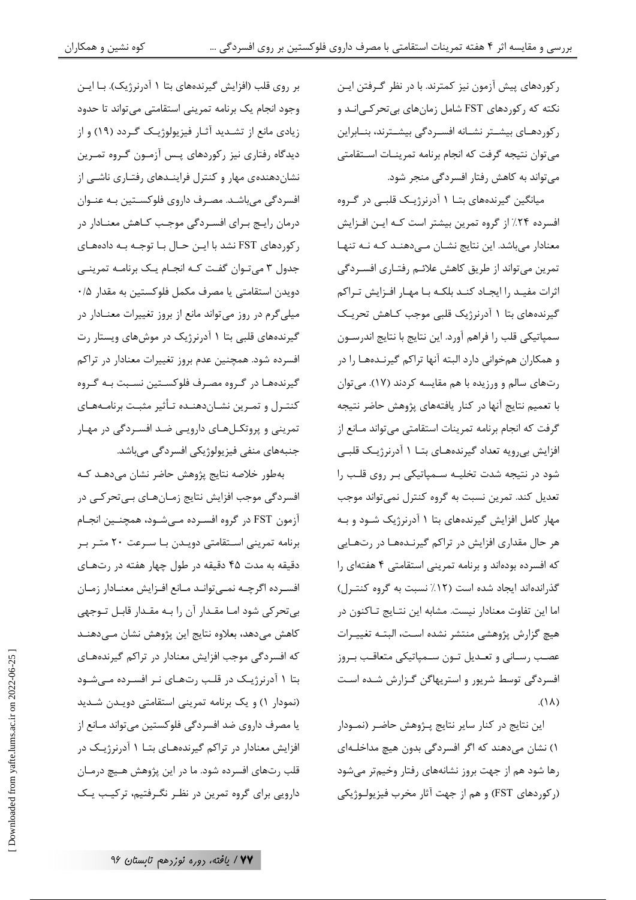رکوردهای پیش آزمون نیز کمترند. با در نظر گرفتن این نکته که رکوردهای FST شامل زمان‌های بی‌تحرکی‌اند و رکوردهای بیشتر نشانه افسردگی بیشترند، بنابراین می‌توان نتیجه گرفت که انجام برنامه تمرینات استقامتی می‌تواند به کاهش رفتار افسردگی منجر شود.

میانگین گیرنده‌های بتا ۱ آدرنرژیک قلبی در گروه افسرده ۲۴٪ از گروه تمرین بیشتر است که این افزایش معنادار می‌باشد. این نتایج نشان می‌دهند که نه تنها تمرین می‌تواند از طریق کاهش علائم رفتاری افسردگی اثرات مفید را ایجاد کند بلکه با مهار افزایش تراکم گیرنده‌های بتا ۱ آدرنرژیک قلبی موجب کاهش تحریک سمپاتیکی قلب را فراهم آورد. این نتایج با نتایج اندرسون و همکاران همخوانی دارد البته آنها تراکم گیرنده‌ها را در رت‌های سالم و ورزیده با هم مقایسه کردند (۱۷). می‌توان با تعمیم نتایج آنها در کنار یافته‌های پژوهش حاضر نتیجه گرفت که انجام برنامه تمرینات استقامتی می‌تواند مانع از افزایش بی‌رویه تعداد گیرنده‌های بتا ۱ آدرنرژیک قلبی شود در نتیجه شدت تخلیه سمپاتیکی بر روی قلب را تعدیل کند. تمرین نسبت به گروه کنترل نمی‌تواند موجب مهار کامل افزایش گیرنده‌های بتا ۱ آدرنرژیک شود و به هر حال مقداری افزایش در تراکم گیرنده‌ها در رت‌هایی که افسرده بوده‌اند و برنامه تمرینی استقامتی ۴ هفته‌ای را گذرانده‌اند ایجاد شده است (۱۲٪ نسبت به گروه کنترل) اما این تفاوت معنادار نیست. مشابه این نتایج تاکنون در هیچ گزارش پژوهشی منتشر نشده است، البته تغییرات عصب رسانی و تعدیل تون سمپاتیکی متعاقب بروز افسردگی توسط شریور و استریهاگن گزارش شده است (۱۸).

این نتایج در کنار سایر نتایج پژوهش حاضر (نمودار ۱) نشان می‌دهند که اگر افسردگی بدون هیچ مداخله‌ای رها شود هم از جهت بروز نشانه‌های رفتار وخیم‌تر می‌شود (رکوردهای FST) و هم از جهت آثار مخرب فیزیولوژیکی بر روی قلب (افزایش گیرنده‌های بتا ۱ آدرنرژیک). با این وجود انجام یک برنامه تمرینی استقامتی می‌تواند تا حدود زیادی مانع از تشدید آثار فیزیولوژیک گردد (۱۹) و از دیدگاه رفتاری نیز رکوردهای پس آزمون گروه تمرین نشان‌دهنده‌ی مهار و کنترل فرایندهای رفتاری ناشی از افسردگی می‌باشد. مصرف داروی فلوکستین به عنوان درمان رایج برای افسردگی موجب کاهش معنادار در رکوردهای FST نشد با این حال با توجه به داده‌های جدول ۳ می‌توان گفت که انجام یک برنامه تمرینی دویدن استقامتی یا مصرف مکمل فلوکستین به مقدار ۰/۵ میلی‌گرم در روز می‌تواند مانع از بروز تغییرات معنادار در گیرنده‌های قلبی بتا ۱ آدرنرژیک در موش‌های ویستار رت افسرده شود. همچنین عدم بروز تغییرات معنادار در تراکم گیرنده‌ها در گروه مصرف فلوکستین نسبت به گروه کنترل و تمرین نشان‌دهنده تأثیر مثبت برنامه‌های تمرینی و پروتکل‌های دارویی ضد افسردگی در مهار جنبه‌های منفی فیزیولوژیکی افسردگی می‌باشد.

به‌طور خلاصه نتایج پژوهش حاضر نشان می‌دهد که افسردگی موجب افزایش نتایج زمان‌های بی‌تحرکی در آزمون FST در گروه افسرده می‌شود، همچنین انجام برنامه تمرینی استقامتی دویدن با سرعت ۲۰ متر بر دقیقه به مدت ۴۵ دقیقه در طول چهار هفته در رت‌های افسرده اگرچه نمی‌تواند مانع افزایش معنادار زمان بی‌تحرکی شود اما مقدار آن را به مقدار قابل توجهی کاهش می‌دهد، بعلاوه نتایج این پژوهش نشان می‌دهند که افسردگی موجب افزایش معنادار در تراکم گیرنده‌های بتا ۱ آدرنرژیک در قلب رت‌های نر افسرده می‌شود (نمودار ۱) و یک برنامه تمرینی استقامتی دویدن شدید یا مصرف داروی ضد افسردگی فلوکستین می‌تواند مانع از افزایش معنادار در تراکم گیرنده‌های بتا ۱ آدرنرژیک در قلب رت‌های افسرده شود. ما در این پژوهش هیچ درمان دارویی برای گروه تمرین در نظر نگرفتیم، ترکیب یک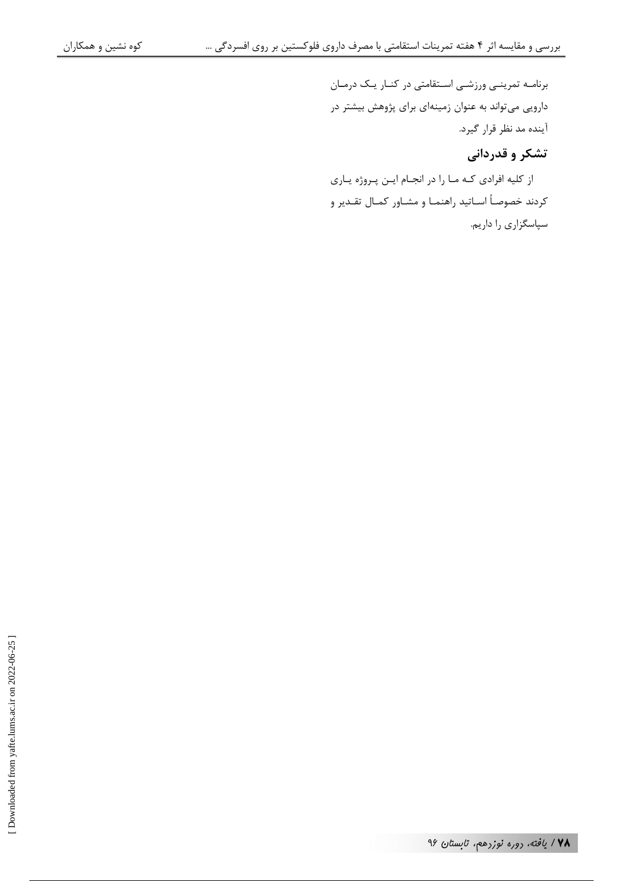برنامه تمرینی ورزشی استقامتی در کنار یک درمان دارویی می‌تواند به عنوان زمینه‌ای برای پژوهش بیشتر در آینده مد نظر قرار گیرد.

## تشکر و قدردانی

از کلیه افرادی که ما را در انجام این پروژه یاری کردند خصوصاً اساتید راهنما و مشاور کمال تقدیر و سپاسگزاری را داریم.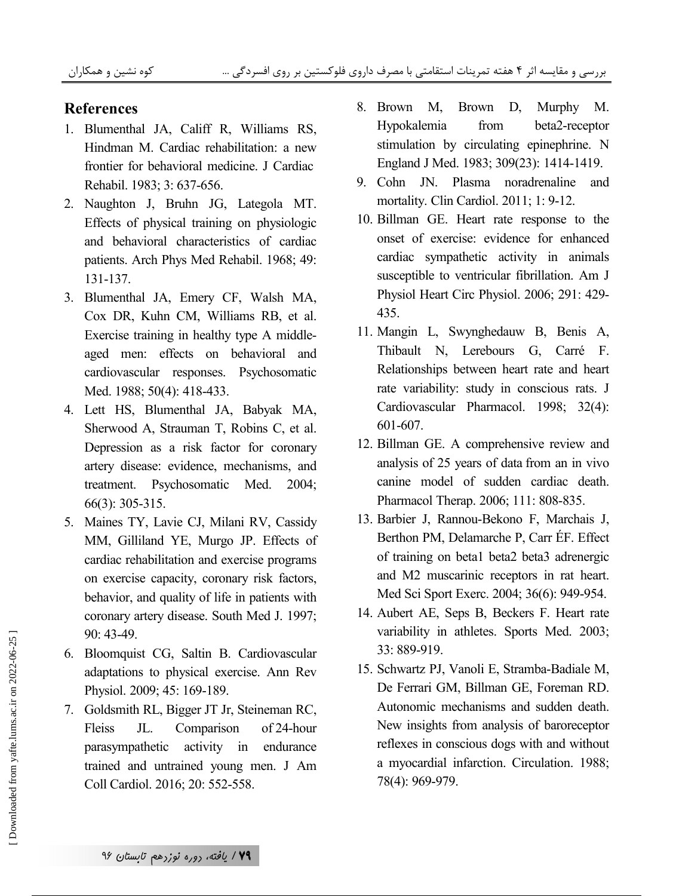## References

1. Blumenthal JA, Califf R, Williams RS, Hindman M. Cardiac rehabilitation: a new frontier for behavioral medicine. J Cardiac Rehabil. 1983; 3: 637-656.
2. Naughton J, Bruhn JG, Lategola MT. Effects of physical training on physiologic and behavioral characteristics of cardiac patients. Arch Phys Med Rehabil. 1968; 49: 131-137.
3. Blumenthal JA, Emery CF, Walsh MA, Cox DR, Kuhn CM, Williams RB, et al. Exercise training in healthy type A middle-aged men: effects on behavioral and cardiovascular responses. Psychosomatic Med. 1988; 50(4): 418-433.
4. Lett HS, Blumenthal JA, Babyak MA, Sherwood A, Strauman T, Robins C, et al. Depression as a risk factor for coronary artery disease: evidence, mechanisms, and treatment. Psychosomatic Med. 2004; 66(3): 305-315.
5. Maines TY, Lavie CJ, Milani RV, Cassidy MM, Gilliland YE, Murgo JP. Effects of cardiac rehabilitation and exercise programs on exercise capacity, coronary risk factors, behavior, and quality of life in patients with coronary artery disease. South Med J. 1997; 90: 43-49.
6. Bloomquist CG, Saltin B. Cardiovascular adaptations to physical exercise. Ann Rev Physiol. 2009; 45: 169-189.
7. Goldsmith RL, Bigger JT Jr, Steineman RC, Fleiss JL. Comparison of 24-hour parasympathetic activity in endurance trained and untrained young men. J Am Coll Cardiol. 2016; 20: 552-558.
8. Brown M, Brown D, Murphy M. Hypokalemia from beta2-receptor stimulation by circulating epinephrine. N England J Med. 1983; 309(23): 1414-1419.
9. Cohn JN. Plasma noradrenaline and mortality. Clin Cardiol. 2011; 1: 9-12.
10. Billman GE. Heart rate response to the onset of exercise: evidence for enhanced cardiac sympathetic activity in animals susceptible to ventricular fibrillation. Am J Physiol Heart Circ Physiol. 2006; 291: 429-435.
11. Mangin L, Swynghedauw B, Benis A, Thibault N, Lerebours G, Carré F. Relationships between heart rate and heart rate variability: study in conscious rats. J Cardiovascular Pharmacol. 1998; 32(4): 601-607.
12. Billman GE. A comprehensive review and analysis of 25 years of data from an in vivo canine model of sudden cardiac death. Pharmacol Therap. 2006; 111: 808-835.
13. Barbier J, Rannou-Bekono F, Marchais J, Berthon PM, Delamarche P, Carr ÉF. Effect of training on beta1 beta2 beta3 adrenergic and M2 muscarinic receptors in rat heart. Med Sci Sport Exerc. 2004; 36(6): 949-954.
14. Aubert AE, Seps B, Beckers F. Heart rate variability in athletes. Sports Med. 2003; 33: 889-919.
15. Schwartz PJ, Vanoli E, Stramba-Badiale M, De Ferrari GM, Billman GE, Foreman RD. Autonomic mechanisms and sudden death. New insights from analysis of baroreceptor reflexes in conscious dogs with and without a myocardial infarction. Circulation. 1988; 78(4): 969-979.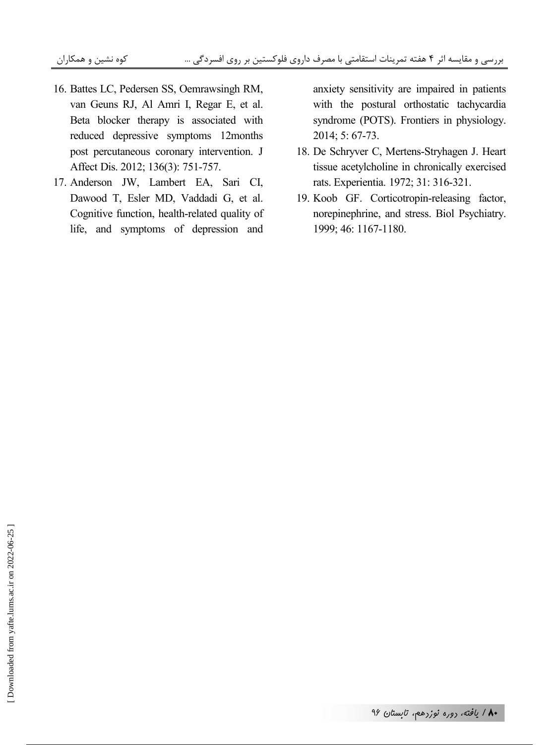16. Battes LC, Pedersen SS, Oemrawsingh RM, van Geuns RJ, Al Amri I, Regar E, et al. Beta blocker therapy is associated with reduced depressive symptoms 12months post percutaneous coronary intervention. J Affect Dis. 2012; 136(3): 751-757.
17. Anderson JW, Lambert EA, Sari CI, Dawood T, Esler MD, Vaddadi G, et al. Cognitive function, health-related quality of life, and symptoms of depression and anxiety sensitivity are impaired in patients with the postural orthostatic tachycardia syndrome (POTS). Frontiers in physiology. 2014; 5: 67-73.
18. De Schryver C, Mertens-Stryhagen J. Heart tissue acetylcholine in chronically exercised rats. Experientia. 1972; 31: 316-321.
19. Koob GF. Corticotropin-releasing factor, norepinephrine, and stress. Biol Psychiatry. 1999; 46: 1167-1180.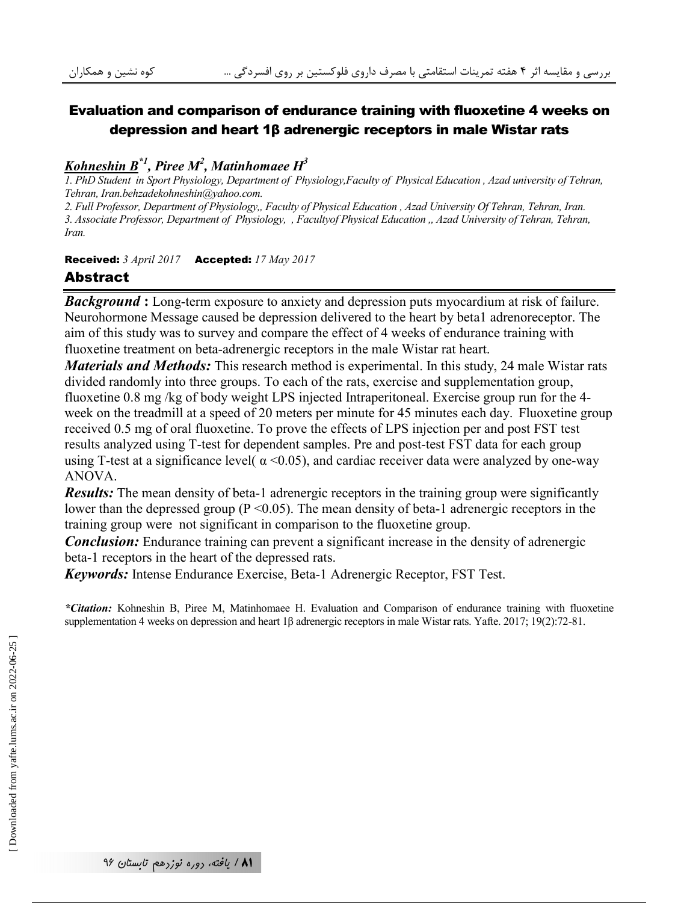# Evaluation and comparison of endurance training with fluoxetine 4 weeks on depression and heart 1β adrenergic receptors in male Wistar rats

***Kohneshin B*[*1], Piree M[2], Matinhomaee H[3]***

*1. PhD Student in Sport Physiology, Department of Physiology,Faculty of Physical Education , Azad university of Tehran, Tehran, Iran.behzadekohneshin@yahoo.com.*

*2. Full Professor, Department of Physiology,, Faculty of Physical Education , Azad University Of Tehran, Tehran, Iran.*

*3. Associate Professor, Department of Physiology, , Facultyof Physical Education ,, Azad University of Tehran, Tehran, Iran.*

**Received:** *3 April 2017* **Accepted:** *17 May 2017*

## Abstract

***Background*** **:** Long-term exposure to anxiety and depression puts myocardium at risk of failure. Neurohormone Message caused be depression delivered to the heart by beta1 adrenoreceptor. The aim of this study was to survey and compare the effect of 4 weeks of endurance training with fluoxetine treatment on beta-adrenergic receptors in the male Wistar rat heart.

***Materials and Methods:*** This research method is experimental. In this study, 24 male Wistar rats divided randomly into three groups. To each of the rats, exercise and supplementation group, fluoxetine 0.8 mg /kg of body weight LPS injected Intraperitoneal. Exercise group run for the 4-week on the treadmill at a speed of 20 meters per minute for 45 minutes each day. Fluoxetine group received 0.5 mg of oral fluoxetine. To prove the effects of LPS injection per and post FST test results analyzed using T-test for dependent samples. Pre and post-test FST data for each group using T-test at a significance level( $\alpha < 0.05$), and cardiac receiver data were analyzed by one-way ANOVA.

***Results:*** The mean density of beta-1 adrenergic receptors in the training group were significantly lower than the depressed group ($P < 0.05$). The mean density of beta-1 adrenergic receptors in the training group were not significant in comparison to the fluoxetine group.

***Conclusion:*** Endurance training can prevent a significant increase in the density of adrenergic beta-1 receptors in the heart of the depressed rats.

***Keywords:*** Intense Endurance Exercise, Beta-1 Adrenergic Receptor, FST Test.

***\*Citation:*** Kohneshin B, Piree M, Matinhomaee H. Evaluation and Comparison of endurance training with fluoxetine supplementation 4 weeks on depression and heart 1β adrenergic receptors in male Wistar rats. Yafte. 2017; 19(2):72-81.